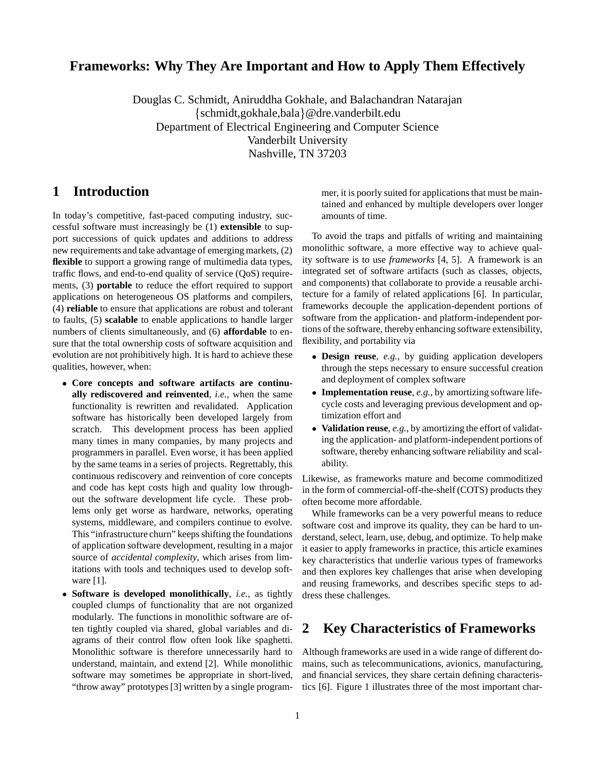# Frameworks: Why They Are Important and How to Apply Them Effectively

Douglas C. Schmidt, Aniruddha Gokhale, and Balachandran Natarajan
{schmidt,gokhale,bala}@dre.vanderbilt.edu
Department of Electrical Engineering and Computer Science
Vanderbilt University
Nashville, TN 37203

## 1 Introduction

In today's competitive, fast-paced computing industry, successful software must increasingly be (1) **extensible** to support successions of quick updates and additions to address new requirements and take advantage of emerging markets, (2) **flexible** to support a growing range of multimedia data types, traffic flows, and end-to-end quality of service (QoS) requirements, (3) **portable** to reduce the effort required to support applications on heterogeneous OS platforms and compilers, (4) **reliable** to ensure that applications are robust and tolerant to faults, (5) **scalable** to enable applications to handle larger numbers of clients simultaneously, and (6) **affordable** to ensure that the total ownership costs of software acquisition and evolution are not prohibitively high. It is hard to achieve these qualities, however, when:

- **Core concepts and software artifacts are continually rediscovered and reinvented**, *i.e.*, when the same functionality is rewritten and revalidated. Application software has historically been developed largely from scratch. This development process has been applied many times in many companies, by many projects and programmers in parallel. Even worse, it has been applied by the same teams in a series of projects. Regrettably, this continuous rediscovery and reinvention of core concepts and code has kept costs high and quality low throughout the software development life cycle. These problems only get worse as hardware, networks, operating systems, middleware, and compilers continue to evolve. This "infrastructure churn" keeps shifting the foundations of application software development, resulting in a major source of *accidental complexity*, which arises from limitations with tools and techniques used to develop software [1].
- **Software is developed monolithically**, *i.e.*, as tightly coupled clumps of functionality that are not organized modularly. The functions in monolithic software are often tightly coupled via shared, global variables and diagrams of their control flow often look like spaghetti. Monolithic software is therefore unnecessarily hard to understand, maintain, and extend [2]. While monolithic software may sometimes be appropriate in short-lived, "throw away" prototypes [3] written by a single programmer, it is poorly suited for applications that must be maintained and enhanced by multiple developers over longer amounts of time.

To avoid the traps and pitfalls of writing and maintaining monolithic software, a more effective way to achieve quality software is to use *frameworks* [4, 5]. A framework is an integrated set of software artifacts (such as classes, objects, and components) that collaborate to provide a reusable architecture for a family of related applications [6]. In particular, frameworks decouple the application-dependent portions of software from the application- and platform-independent portions of the software, thereby enhancing software extensibility, flexibility, and portability via

- **Design reuse**, *e.g.*, by guiding application developers through the steps necessary to ensure successful creation and deployment of complex software
- **Implementation reuse**, *e.g.*, by amortizing software lifecycle costs and leveraging previous development and optimization effort and
- **Validation reuse**, *e.g.*, by amortizing the effort of validating the application- and platform-independent portions of software, thereby enhancing software reliability and scalability.

Likewise, as frameworks mature and become commoditized in the form of commercial-off-the-shelf (COTS) products they often become more affordable.

While frameworks can be a very powerful means to reduce software cost and improve its quality, they can be hard to understand, select, learn, use, debug, and optimize. To help make it easier to apply frameworks in practice, this article examines key characteristics that underlie various types of frameworks and then explores key challenges that arise when developing and reusing frameworks, and describes specific steps to address these challenges.

## 2 Key Characteristics of Frameworks

Although frameworks are used in a wide range of different domains, such as telecommunications, avionics, manufacturing, and financial services, they share certain defining characteristics [6]. Figure 1 illustrates three of the most important char-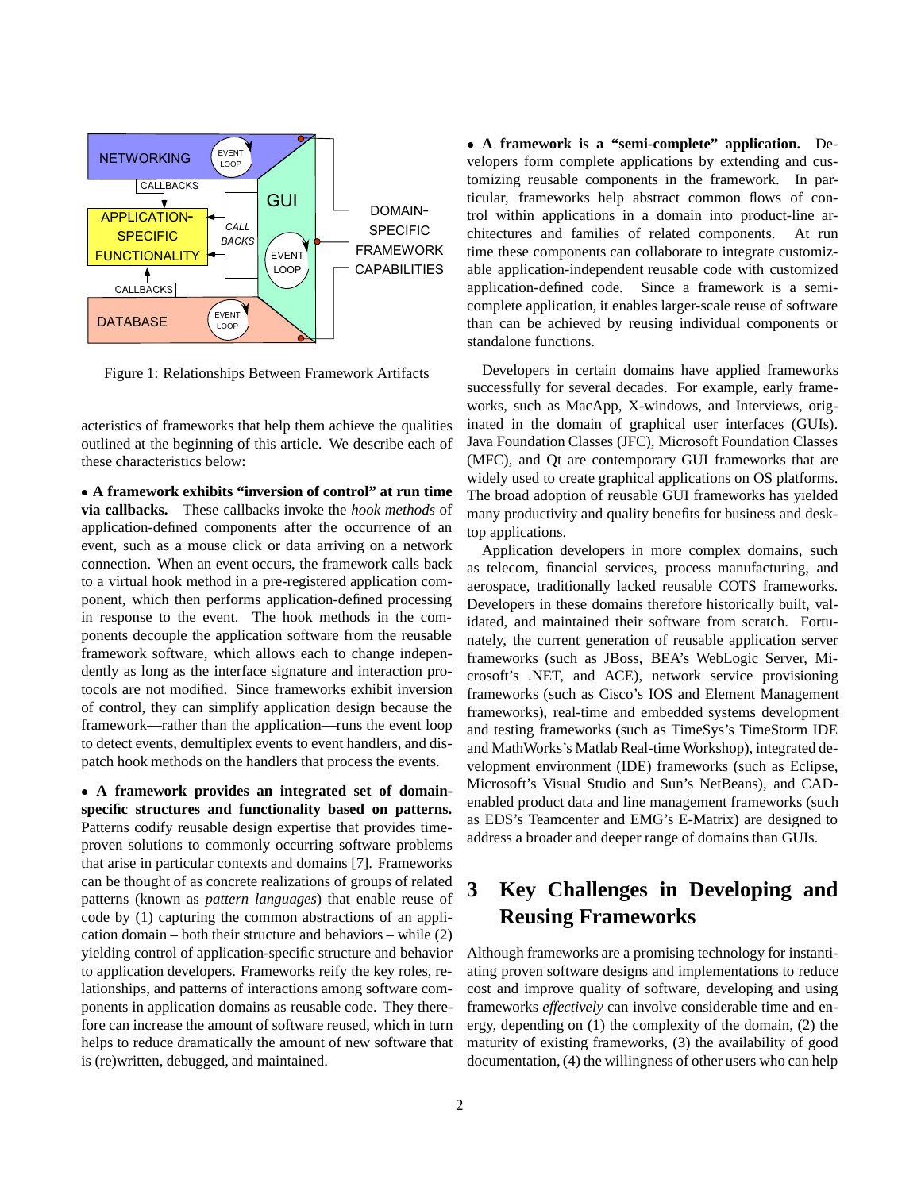Figure 1: Relationships Between Framework Artifacts

acteristics of frameworks that help them achieve the qualities outlined at the beginning of this article. We describe each of these characteristics below:

- **A framework exhibits "inversion of control" at run time via callbacks.** These callbacks invoke the *hook methods* of application-defined components after the occurrence of an event, such as a mouse click or data arriving on a network connection. When an event occurs, the framework calls back to a virtual hook method in a pre-registered application component, which then performs application-defined processing in response to the event. The hook methods in the components decouple the application software from the reusable framework software, which allows each to change independently as long as the interface signature and interaction protocols are not modified. Since frameworks exhibit inversion of control, they can simplify application design because the framework—rather than the application—runs the event loop to detect events, demultiplex events to event handlers, and dispatch hook methods on the handlers that process the events.

- **A framework provides an integrated set of domain-specific structures and functionality based on patterns.** Patterns codify reusable design expertise that provides time-proven solutions to commonly occurring software problems that arise in particular contexts and domains [7]. Frameworks can be thought of as concrete realizations of groups of related patterns (known as *pattern languages*) that enable reuse of code by (1) capturing the common abstractions of an application domain – both their structure and behaviors – while (2) yielding control of application-specific structure and behavior to application developers. Frameworks reify the key roles, relationships, and patterns of interactions among software components in application domains as reusable code. They therefore can increase the amount of software reused, which in turn helps to reduce dramatically the amount of new software that is (re)written, debugged, and maintained.

- **A framework is a "semi-complete" application.** Developers form complete applications by extending and customizing reusable components in the framework. In particular, frameworks help abstract common flows of control within applications in a domain into product-line architectures and families of related components. At run time these components can collaborate to integrate customizable application-independent reusable code with customized application-defined code. Since a framework is a semi-complete application, it enables larger-scale reuse of software than can be achieved by reusing individual components or standalone functions.

Developers in certain domains have applied frameworks successfully for several decades. For example, early frameworks, such as MacApp, X-windows, and Interviews, originated in the domain of graphical user interfaces (GUIs). Java Foundation Classes (JFC), Microsoft Foundation Classes (MFC), and Qt are contemporary GUI frameworks that are widely used to create graphical applications on OS platforms. The broad adoption of reusable GUI frameworks has yielded many productivity and quality benefits for business and desktop applications.

Application developers in more complex domains, such as telecom, financial services, process manufacturing, and aerospace, traditionally lacked reusable COTS frameworks. Developers in these domains therefore historically built, validated, and maintained their software from scratch. Fortunately, the current generation of reusable application server frameworks (such as JBoss, BEA's WebLogic Server, Microsoft's .NET, and ACE), network service provisioning frameworks (such as Cisco's IOS and Element Management frameworks), real-time and embedded systems development and testing frameworks (such as TimeSys's TimeStorm IDE and MathWorks's Matlab Real-time Workshop), integrated development environment (IDE) frameworks (such as Eclipse, Microsoft's Visual Studio and Sun's NetBeans), and CAD-enabled product data and line management frameworks (such as EDS's Teamcenter and EMG's E-Matrix) are designed to address a broader and deeper range of domains than GUIs.

## 3 Key Challenges in Developing and Reusing Frameworks

Although frameworks are a promising technology for instantiating proven software designs and implementations to reduce cost and improve quality of software, developing and using frameworks *effectively* can involve considerable time and energy, depending on (1) the complexity of the domain, (2) the maturity of existing frameworks, (3) the availability of good documentation, (4) the willingness of other users who can help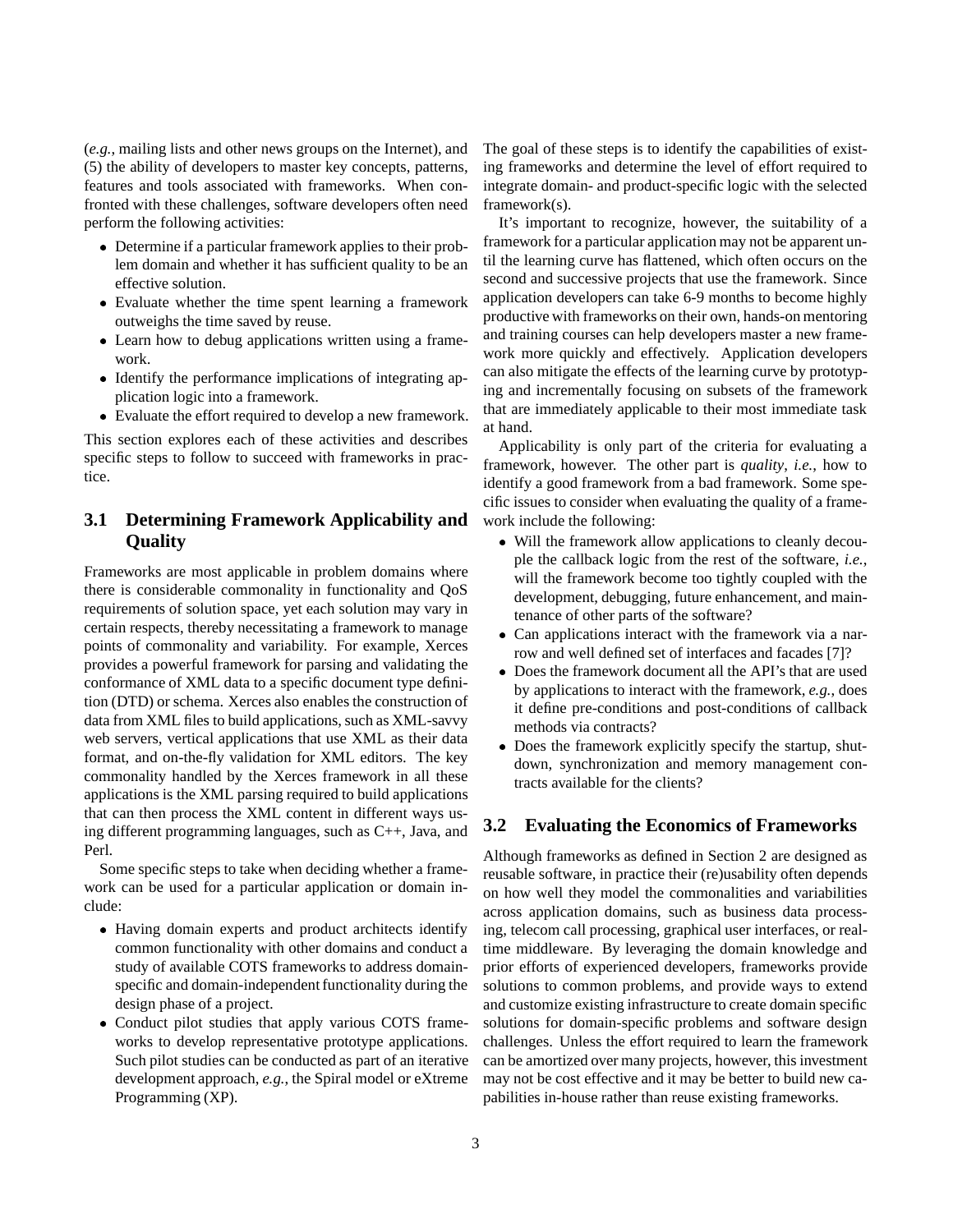(*e.g.*, mailing lists and other news groups on the Internet), and (5) the ability of developers to master key concepts, patterns, features and tools associated with frameworks. When confronted with these challenges, software developers often need perform the following activities:

- Determine if a particular framework applies to their problem domain and whether it has sufficient quality to be an effective solution.
- Evaluate whether the time spent learning a framework outweighs the time saved by reuse.
- Learn how to debug applications written using a framework.
- Identify the performance implications of integrating application logic into a framework.
- Evaluate the effort required to develop a new framework.

This section explores each of these activities and describes specific steps to follow to succeed with frameworks in practice.

### 3.1 Determining Framework Applicability and Quality

Frameworks are most applicable in problem domains where there is considerable commonality in functionality and QoS requirements of solution space, yet each solution may vary in certain respects, thereby necessitating a framework to manage points of commonality and variability. For example, Xerces provides a powerful framework for parsing and validating the conformance of XML data to a specific document type definition (DTD) or schema. Xerces also enables the construction of data from XML files to build applications, such as XML-savvy web servers, vertical applications that use XML as their data format, and on-the-fly validation for XML editors. The key commonality handled by the Xerces framework in all these applications is the XML parsing required to build applications that can then process the XML content in different ways using different programming languages, such as C++, Java, and Perl.

Some specific steps to take when deciding whether a framework can be used for a particular application or domain include:

- Having domain experts and product architects identify common functionality with other domains and conduct a study of available COTS frameworks to address domain-specific and domain-independent functionality during the design phase of a project.
- Conduct pilot studies that apply various COTS frameworks to develop representative prototype applications. Such pilot studies can be conducted as part of an iterative development approach, *e.g.*, the Spiral model or eXtreme Programming (XP).

The goal of these steps is to identify the capabilities of existing frameworks and determine the level of effort required to integrate domain- and product-specific logic with the selected framework(s).

It's important to recognize, however, the suitability of a framework for a particular application may not be apparent until the learning curve has flattened, which often occurs on the second and successive projects that use the framework. Since application developers can take 6-9 months to become highly productive with frameworks on their own, hands-on mentoring and training courses can help developers master a new framework more quickly and effectively. Application developers can also mitigate the effects of the learning curve by prototyping and incrementally focusing on subsets of the framework that are immediately applicable to their most immediate task at hand.

Applicability is only part of the criteria for evaluating a framework, however. The other part is *quality*, *i.e.*, how to identify a good framework from a bad framework. Some specific issues to consider when evaluating the quality of a framework include the following:

- Will the framework allow applications to cleanly decouple the callback logic from the rest of the software, *i.e.*, will the framework become too tightly coupled with the development, debugging, future enhancement, and maintenance of other parts of the software?
- Can applications interact with the framework via a narrow and well defined set of interfaces and facades [7]?
- Does the framework document all the API's that are used by applications to interact with the framework, *e.g.*, does it define pre-conditions and post-conditions of callback methods via contracts?
- Does the framework explicitly specify the startup, shutdown, synchronization and memory management contracts available for the clients?

### 3.2 Evaluating the Economics of Frameworks

Although frameworks as defined in Section 2 are designed as reusable software, in practice their (re)usability often depends on how well they model the commonalities and variabilities across application domains, such as business data processing, telecom call processing, graphical user interfaces, or real-time middleware. By leveraging the domain knowledge and prior efforts of experienced developers, frameworks provide solutions to common problems, and provide ways to extend and customize existing infrastructure to create domain specific solutions for domain-specific problems and software design challenges. Unless the effort required to learn the framework can be amortized over many projects, however, this investment may not be cost effective and it may be better to build new capabilities in-house rather than reuse existing frameworks.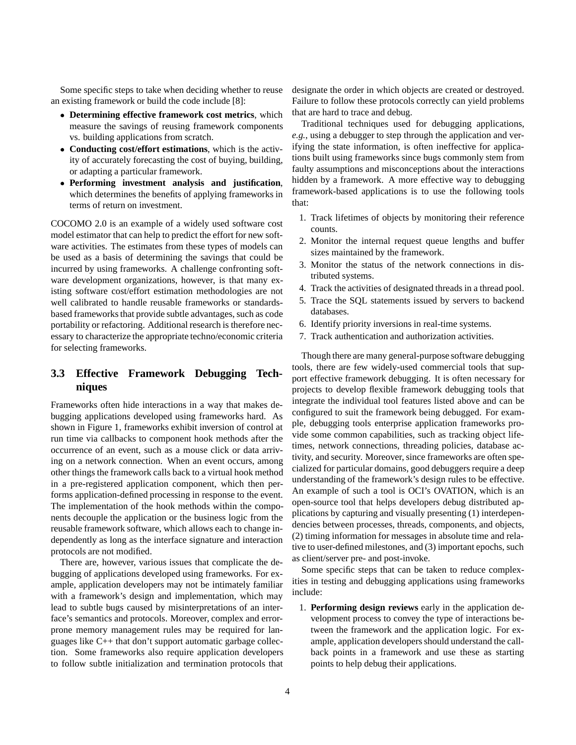Some specific steps to take when deciding whether to reuse an existing framework or build the code include [8]:

- **Determining effective framework cost metrics**, which measure the savings of reusing framework components vs. building applications from scratch.
- **Conducting cost/effort estimations**, which is the activity of accurately forecasting the cost of buying, building, or adapting a particular framework.
- **Performing investment analysis and justification**, which determines the benefits of applying frameworks in terms of return on investment.

COCOMO 2.0 is an example of a widely used software cost model estimator that can help to predict the effort for new software activities. The estimates from these types of models can be used as a basis of determining the savings that could be incurred by using frameworks. A challenge confronting software development organizations, however, is that many existing software cost/effort estimation methodologies are not well calibrated to handle reusable frameworks or standards-based frameworks that provide subtle advantages, such as code portability or refactoring. Additional research is therefore necessary to characterize the appropriate techno/economic criteria for selecting frameworks.

### 3.3 Effective Framework Debugging Techniques

Frameworks often hide interactions in a way that makes debugging applications developed using frameworks hard. As shown in Figure 1, frameworks exhibit inversion of control at run time via callbacks to component hook methods after the occurrence of an event, such as a mouse click or data arriving on a network connection. When an event occurs, among other things the framework calls back to a virtual hook method in a pre-registered application component, which then performs application-defined processing in response to the event. The implementation of the hook methods within the components decouple the application or the business logic from the reusable framework software, which allows each to change independently as long as the interface signature and interaction protocols are not modified.

There are, however, various issues that complicate the debugging of applications developed using frameworks. For example, application developers may not be intimately familiar with a framework's design and implementation, which may lead to subtle bugs caused by misinterpretations of an interface's semantics and protocols. Moreover, complex and error-prone memory management rules may be required for languages like C++ that don't support automatic garbage collection. Some frameworks also require application developers to follow subtle initialization and termination protocols that designate the order in which objects are created or destroyed. Failure to follow these protocols correctly can yield problems that are hard to trace and debug.

Traditional techniques used for debugging applications, *e.g.*, using a debugger to step through the application and verifying the state information, is often ineffective for applications built using frameworks since bugs commonly stem from faulty assumptions and misconceptions about the interactions hidden by a framework. A more effective way to debugging framework-based applications is to use the following tools that:

1. Track lifetimes of objects by monitoring their reference counts.
2. Monitor the internal request queue lengths and buffer sizes maintained by the framework.
3. Monitor the status of the network connections in distributed systems.
4. Track the activities of designated threads in a thread pool.
5. Trace the SQL statements issued by servers to backend databases.
6. Identify priority inversions in real-time systems.
7. Track authentication and authorization activities.

Though there are many general-purpose software debugging tools, there are few widely-used commercial tools that support effective framework debugging. It is often necessary for projects to develop flexible framework debugging tools that integrate the individual tool features listed above and can be configured to suit the framework being debugged. For example, debugging tools enterprise application frameworks provide some common capabilities, such as tracking object lifetimes, network connections, threading policies, database activity, and security. Moreover, since frameworks are often specialized for particular domains, good debuggers require a deep understanding of the framework's design rules to be effective. An example of such a tool is OCI's OVATION, which is an open-source tool that helps developers debug distributed applications by capturing and visually presenting (1) interdependencies between processes, threads, components, and objects, (2) timing information for messages in absolute time and relative to user-defined milestones, and (3) important epochs, such as client/server pre- and post-invoke.

Some specific steps that can be taken to reduce complexities in testing and debugging applications using frameworks include:

1. **Performing design reviews** early in the application development process to convey the type of interactions between the framework and the application logic. For example, application developers should understand the callback points in a framework and use these as starting points to help debug their applications.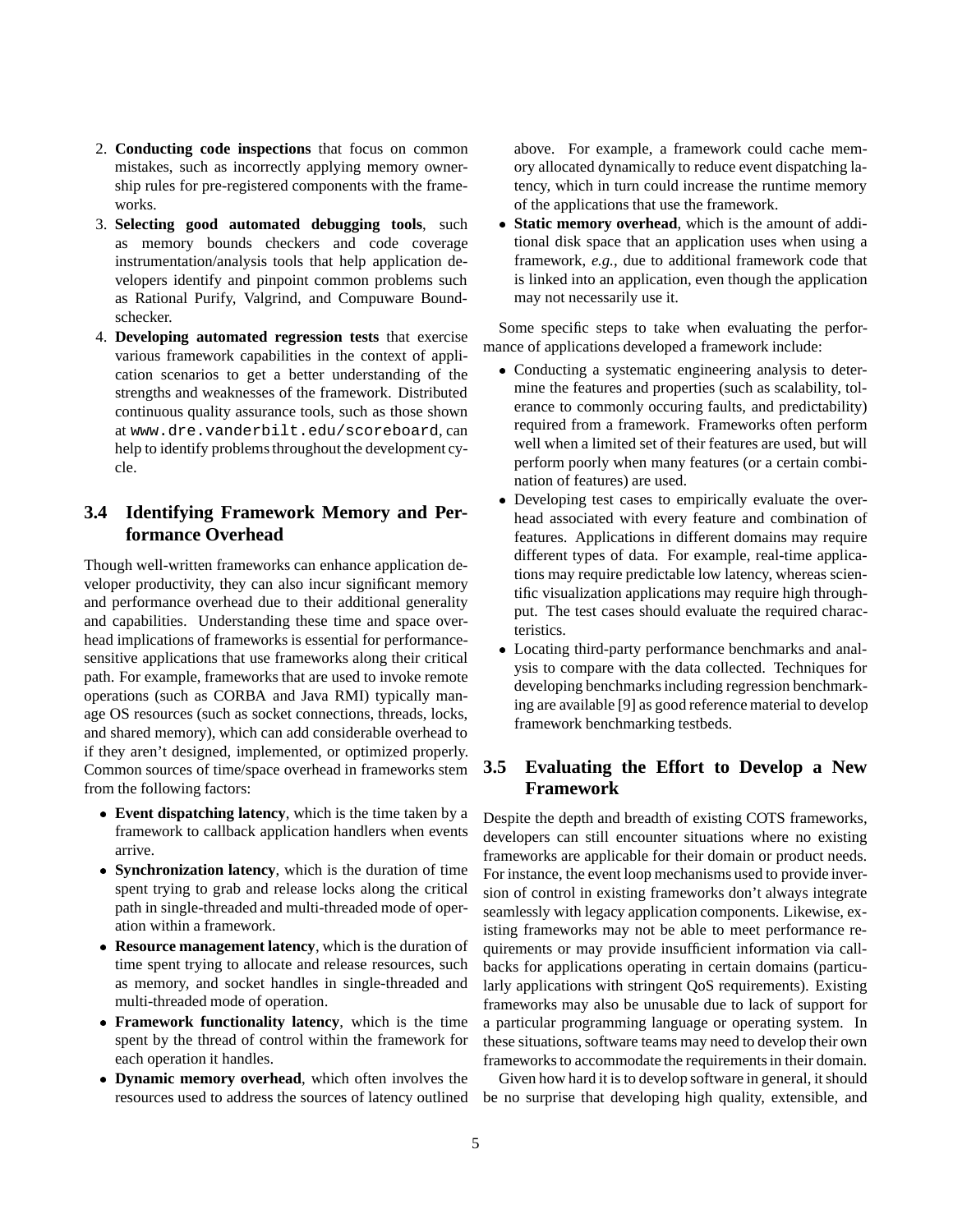2. **Conducting code inspections** that focus on common mistakes, such as incorrectly applying memory ownership rules for pre-registered components with the frameworks.
3. **Selecting good automated debugging tools**, such as memory bounds checkers and code coverage instrumentation/analysis tools that help application developers identify and pinpoint common problems such as Rational Purify, Valgrind, and Compuware Boundschecker.
4. **Developing automated regression tests** that exercise various framework capabilities in the context of application scenarios to get a better understanding of the strengths and weaknesses of the framework. Distributed continuous quality assurance tools, such as those shown at `www.dre.vanderbilt.edu/scoreboard`, can help to identify problems throughout the development cycle.

### 3.4 Identifying Framework Memory and Performance Overhead

Though well-written frameworks can enhance application developer productivity, they can also incur significant memory and performance overhead due to their additional generality and capabilities. Understanding these time and space overhead implications of frameworks is essential for performance-sensitive applications that use frameworks along their critical path. For example, frameworks that are used to invoke remote operations (such as CORBA and Java RMI) typically manage OS resources (such as socket connections, threads, locks, and shared memory), which can add considerable overhead to if they aren't designed, implemented, or optimized properly. Common sources of time/space overhead in frameworks stem from the following factors:

- **Event dispatching latency**, which is the time taken by a framework to callback application handlers when events arrive.
- **Synchronization latency**, which is the duration of time spent trying to grab and release locks along the critical path in single-threaded and multi-threaded mode of operation within a framework.
- **Resource management latency**, which is the duration of time spent trying to allocate and release resources, such as memory, and socket handles in single-threaded and multi-threaded mode of operation.
- **Framework functionality latency**, which is the time spent by the thread of control within the framework for each operation it handles.
- **Dynamic memory overhead**, which often involves the resources used to address the sources of latency outlined above. For example, a framework could cache memory allocated dynamically to reduce event dispatching latency, which in turn could increase the runtime memory of the applications that use the framework.
- **Static memory overhead**, which is the amount of additional disk space that an application uses when using a framework, *e.g.*, due to additional framework code that is linked into an application, even though the application may not necessarily use it.

Some specific steps to take when evaluating the performance of applications developed a framework include:

- Conducting a systematic engineering analysis to determine the features and properties (such as scalability, tolerance to commonly occuring faults, and predictability) required from a framework. Frameworks often perform well when a limited set of their features are used, but will perform poorly when many features (or a certain combination of features) are used.
- Developing test cases to empirically evaluate the overhead associated with every feature and combination of features. Applications in different domains may require different types of data. For example, real-time applications may require predictable low latency, whereas scientific visualization applications may require high throughput. The test cases should evaluate the required characteristics.
- Locating third-party performance benchmarks and analysis to compare with the data collected. Techniques for developing benchmarks including regression benchmarking are available [9] as good reference material to develop framework benchmarking testbeds.

### 3.5 Evaluating the Effort to Develop a New Framework

Despite the depth and breadth of existing COTS frameworks, developers can still encounter situations where no existing frameworks are applicable for their domain or product needs. For instance, the event loop mechanisms used to provide inversion of control in existing frameworks don't always integrate seamlessly with legacy application components. Likewise, existing frameworks may not be able to meet performance requirements or may provide insufficient information via callbacks for applications operating in certain domains (particularly applications with stringent QoS requirements). Existing frameworks may also be unusable due to lack of support for a particular programming language or operating system. In these situations, software teams may need to develop their own frameworks to accommodate the requirements in their domain.

Given how hard it is to develop software in general, it should be no surprise that developing high quality, extensible, and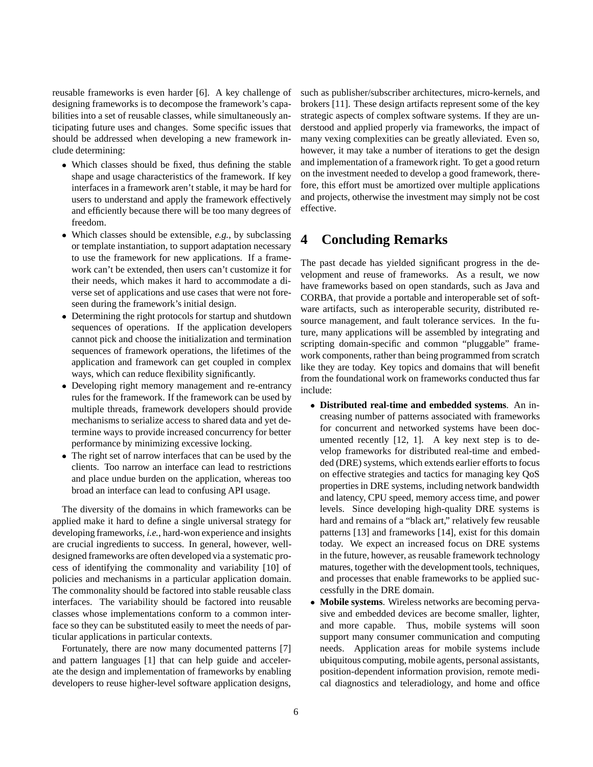reusable frameworks is even harder [6]. A key challenge of designing frameworks is to decompose the framework's capabilities into a set of reusable classes, while simultaneously anticipating future uses and changes. Some specific issues that should be addressed when developing a new framework include determining:

- Which classes should be fixed, thus defining the stable shape and usage characteristics of the framework. If key interfaces in a framework aren't stable, it may be hard for users to understand and apply the framework effectively and efficiently because there will be too many degrees of freedom.
- Which classes should be extensible, *e.g.*, by subclassing or template instantiation, to support adaptation necessary to use the framework for new applications. If a framework can't be extended, then users can't customize it for their needs, which makes it hard to accommodate a diverse set of applications and use cases that were not foreseen during the framework's initial design.
- Determining the right protocols for startup and shutdown sequences of operations. If the application developers cannot pick and choose the initialization and termination sequences of framework operations, the lifetimes of the application and framework can get coupled in complex ways, which can reduce flexibility significantly.
- Developing right memory management and re-entrancy rules for the framework. If the framework can be used by multiple threads, framework developers should provide mechanisms to serialize access to shared data and yet determine ways to provide increased concurrency for better performance by minimizing excessive locking.
- The right set of narrow interfaces that can be used by the clients. Too narrow an interface can lead to restrictions and place undue burden on the application, whereas too broad an interface can lead to confusing API usage.

The diversity of the domains in which frameworks can be applied make it hard to define a single universal strategy for developing frameworks, *i.e.*, hard-won experience and insights are crucial ingredients to success. In general, however, well-designed frameworks are often developed via a systematic process of identifying the commonality and variability [10] of policies and mechanisms in a particular application domain. The commonality should be factored into stable reusable class interfaces. The variability should be factored into reusable classes whose implementations conform to a common interface so they can be substituted easily to meet the needs of particular applications in particular contexts.

Fortunately, there are now many documented patterns [7] and pattern languages [1] that can help guide and accelerate the design and implementation of frameworks by enabling developers to reuse higher-level software application designs, such as publisher/subscriber architectures, micro-kernels, and brokers [11]. These design artifacts represent some of the key strategic aspects of complex software systems. If they are understood and applied properly via frameworks, the impact of many vexing complexities can be greatly alleviated. Even so, however, it may take a number of iterations to get the design and implementation of a framework right. To get a good return on the investment needed to develop a good framework, therefore, this effort must be amortized over multiple applications and projects, otherwise the investment may simply not be cost effective.

## 4 Concluding Remarks

The past decade has yielded significant progress in the development and reuse of frameworks. As a result, we now have frameworks based on open standards, such as Java and CORBA, that provide a portable and interoperable set of software artifacts, such as interoperable security, distributed resource management, and fault tolerance services. In the future, many applications will be assembled by integrating and scripting domain-specific and common "pluggable" framework components, rather than being programmed from scratch like they are today. Key topics and domains that will benefit from the foundational work on frameworks conducted thus far include:

- **Distributed real-time and embedded systems**. An increasing number of patterns associated with frameworks for concurrent and networked systems have been documented recently [12, 1]. A key next step is to develop frameworks for distributed real-time and embedded (DRE) systems, which extends earlier efforts to focus on effective strategies and tactics for managing key QoS properties in DRE systems, including network bandwidth and latency, CPU speed, memory access time, and power levels. Since developing high-quality DRE systems is hard and remains of a "black art," relatively few reusable patterns [13] and frameworks [14], exist for this domain today. We expect an increased focus on DRE systems in the future, however, as reusable framework technology matures, together with the development tools, techniques, and processes that enable frameworks to be applied successfully in the DRE domain.
- **Mobile systems**. Wireless networks are becoming pervasive and embedded devices are become smaller, lighter, and more capable. Thus, mobile systems will soon support many consumer communication and computing needs. Application areas for mobile systems include ubiquitous computing, mobile agents, personal assistants, position-dependent information provision, remote medical diagnostics and teleradiology, and home and office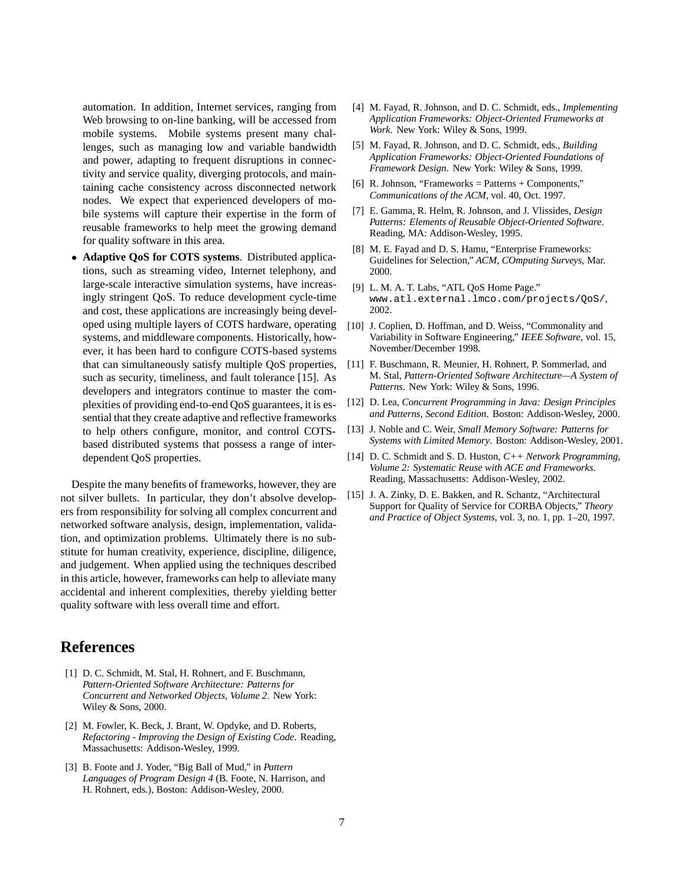automation. In addition, Internet services, ranging from Web browsing to on-line banking, will be accessed from mobile systems. Mobile systems present many challenges, such as managing low and variable bandwidth and power, adapting to frequent disruptions in connectivity and service quality, diverging protocols, and maintaining cache consistency across disconnected network nodes. We expect that experienced developers of mobile systems will capture their expertise in the form of reusable frameworks to help meet the growing demand for quality software in this area.

- **Adaptive QoS for COTS systems**. Distributed applications, such as streaming video, Internet telephony, and large-scale interactive simulation systems, have increasingly stringent QoS. To reduce development cycle-time and cost, these applications are increasingly being developed using multiple layers of COTS hardware, operating systems, and middleware components. Historically, however, it has been hard to configure COTS-based systems that can simultaneously satisfy multiple QoS properties, such as security, timeliness, and fault tolerance [15]. As developers and integrators continue to master the complexities of providing end-to-end QoS guarantees, it is essential that they create adaptive and reflective frameworks to help others configure, monitor, and control COTS-based distributed systems that possess a range of interdependent QoS properties.

Despite the many benefits of frameworks, however, they are not silver bullets. In particular, they don't absolve developers from responsibility for solving all complex concurrent and networked software analysis, design, implementation, validation, and optimization problems. Ultimately there is no substitute for human creativity, experience, discipline, diligence, and judgement. When applied using the techniques described in this article, however, frameworks can help to alleviate many accidental and inherent complexities, thereby yielding better quality software with less overall time and effort.

## References

[1] D. C. Schmidt, M. Stal, H. Rohnert, and F. Buschmann, *Pattern-Oriented Software Architecture: Patterns for Concurrent and Networked Objects, Volume 2*. New York: Wiley & Sons, 2000.

[2] M. Fowler, K. Beck, J. Brant, W. Opdyke, and D. Roberts, *Refactoring - Improving the Design of Existing Code*. Reading, Massachusetts: Addison-Wesley, 1999.

[3] B. Foote and J. Yoder, "Big Ball of Mud," in *Pattern Languages of Program Design 4* (B. Foote, N. Harrison, and H. Rohnert, eds.), Boston: Addison-Wesley, 2000.

[4] M. Fayad, R. Johnson, and D. C. Schmidt, eds., *Implementing Application Frameworks: Object-Oriented Frameworks at Work*. New York: Wiley & Sons, 1999.

[5] M. Fayad, R. Johnson, and D. C. Schmidt, eds., *Building Application Frameworks: Object-Oriented Foundations of Framework Design*. New York: Wiley & Sons, 1999.

[6] R. Johnson, "Frameworks = Patterns + Components," *Communications of the ACM*, vol. 40, Oct. 1997.

[7] E. Gamma, R. Helm, R. Johnson, and J. Vlissides, *Design Patterns: Elements of Reusable Object-Oriented Software*. Reading, MA: Addison-Wesley, 1995.

[8] M. E. Fayad and D. S. Hamu, "Enterprise Frameworks: Guidelines for Selection," *ACM, COmputing Surveys*, Mar. 2000.

[9] L. M. A. T. Labs, "ATL QoS Home Page." `www.atl.external.lmco.com/projects/QoS/`, 2002.

[10] J. Coplien, D. Hoffman, and D. Weiss, "Commonality and Variability in Software Engineering," *IEEE Software*, vol. 15, November/December 1998.

[11] F. Buschmann, R. Meunier, H. Rohnert, P. Sommerlad, and M. Stal, *Pattern-Oriented Software Architecture—A System of Patterns*. New York: Wiley & Sons, 1996.

[12] D. Lea, *Concurrent Programming in Java: Design Principles and Patterns, Second Edition*. Boston: Addison-Wesley, 2000.

[13] J. Noble and C. Weir, *Small Memory Software: Patterns for Systems with Limited Memory*. Boston: Addison-Wesley, 2001.

[14] D. C. Schmidt and S. D. Huston, *C++ Network Programming, Volume 2: Systematic Reuse with ACE and Frameworks*. Reading, Massachusetts: Addison-Wesley, 2002.

[15] J. A. Zinky, D. E. Bakken, and R. Schantz, "Architectural Support for Quality of Service for CORBA Objects," *Theory and Practice of Object Systems*, vol. 3, no. 1, pp. 1–20, 1997.